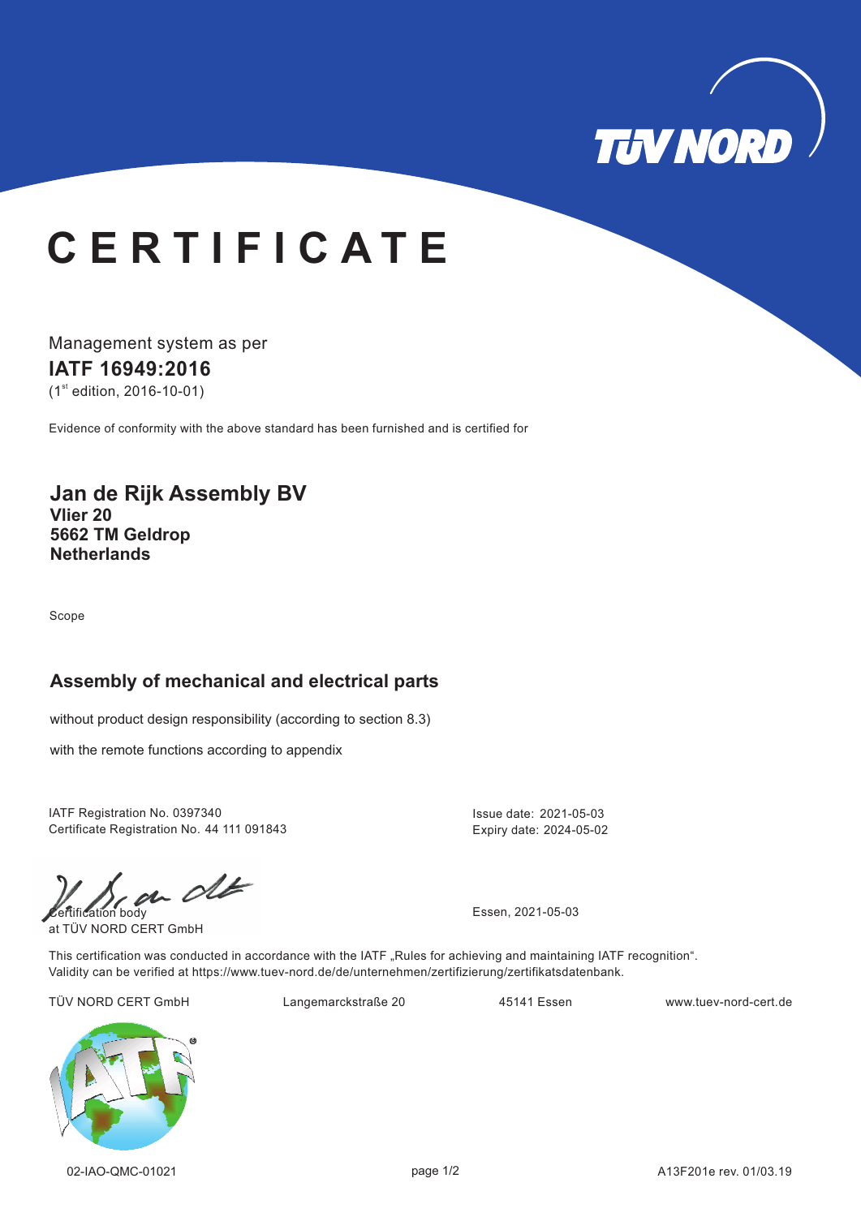# CERTIFICATE

Management system as per

**IATF 16949:2016**

(1st edition, 2016-10-01)

Evidence of conformity with the above standard has been furnished and is certified for

## Jan de Rijk Assembly BV

**Vlier 20**
**5662 TM Geldrop**
**Netherlands**

Scope

### Assembly of mechanical and electrical parts

without product design responsibility (according to section 8.3)

with the remote functions according to appendix

IATF Registration No. 0397340
Certificate Registration No. 44 111 091843

Issue date: 2021-05-03
Expiry date: 2024-05-02

Certification body
at TÜV NORD CERT GmbH

Essen, 2021-05-03

This certification was conducted in accordance with the IATF „Rules for achieving and maintaining IATF recognition".
Validity can be verified at https://www.tuev-nord.de/de/unternehmen/zertifizierung/zertifikatsdatenbank.

TÜV NORD CERT GmbH     Langemarckstraße 20     45141 Essen     www.tuev-nord-cert.de

02-IAO-QMC-01021     A13F201e rev. 01/03.19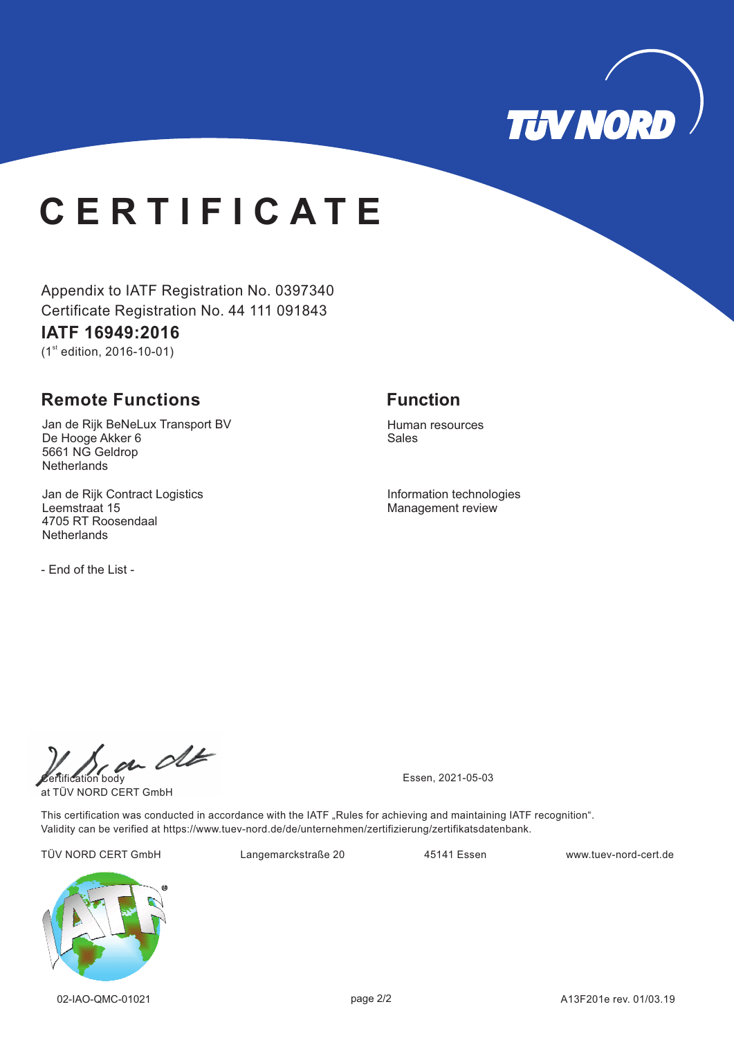# CERTIFICATE

Appendix to IATF Registration No. 0397340
Certificate Registration No. 44 111 091843

**IATF 16949:2016**
(1st edition, 2016-10-01)

| Remote Functions | Function |
|---|---|
| Jan de Rijk BeNeLux Transport BV<br>De Hooge Akker 6<br>5661 NG Geldrop<br>Netherlands | Human resources<br>Sales |
| Jan de Rijk Contract Logistics<br>Leemstraat 15<br>4705 RT Roosendaal<br>Netherlands | Information technologies<br>Management review |

- End of the List -

Certification body
at TÜV NORD CERT GmbH

Essen, 2021-05-03

This certification was conducted in accordance with the IATF „Rules for achieving and maintaining IATF recognition“.
Validity can be verified at https://www.tuev-nord.de/de/unternehmen/zertifizierung/zertifikatsdatenbank.

TÜV NORD CERT GmbH Langemarckstraße 20 45141 Essen www.tuev-nord-cert.de

02-IAO-QMC-01021 A13F201e rev. 01/03.19